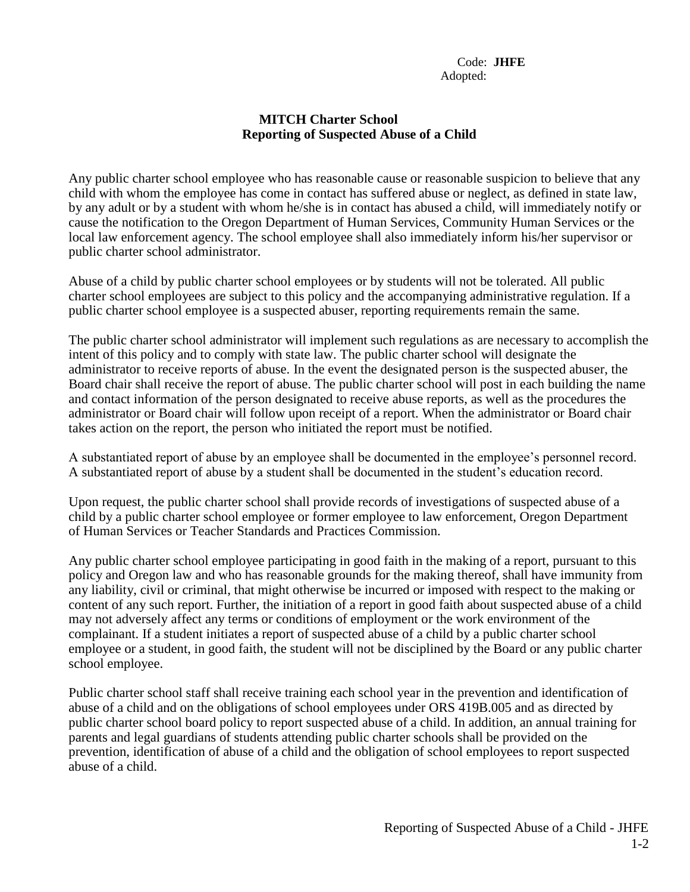Code: **JHFE**
Adopted:

# MITCH Charter School
## Reporting of Suspected Abuse of a Child

Any public charter school employee who has reasonable cause or reasonable suspicion to believe that any child with whom the employee has come in contact has suffered abuse or neglect, as defined in state law, by any adult or by a student with whom he/she is in contact has abused a child, will immediately notify or cause the notification to the Oregon Department of Human Services, Community Human Services or the local law enforcement agency. The school employee shall also immediately inform his/her supervisor or public charter school administrator.

Abuse of a child by public charter school employees or by students will not be tolerated. All public charter school employees are subject to this policy and the accompanying administrative regulation. If a public charter school employee is a suspected abuser, reporting requirements remain the same.

The public charter school administrator will implement such regulations as are necessary to accomplish the intent of this policy and to comply with state law. The public charter school will designate the administrator to receive reports of abuse. In the event the designated person is the suspected abuser, the Board chair shall receive the report of abuse. The public charter school will post in each building the name and contact information of the person designated to receive abuse reports, as well as the procedures the administrator or Board chair will follow upon receipt of a report. When the administrator or Board chair takes action on the report, the person who initiated the report must be notified.

A substantiated report of abuse by an employee shall be documented in the employee's personnel record. A substantiated report of abuse by a student shall be documented in the student's education record.

Upon request, the public charter school shall provide records of investigations of suspected abuse of a child by a public charter school employee or former employee to law enforcement, Oregon Department of Human Services or Teacher Standards and Practices Commission.

Any public charter school employee participating in good faith in the making of a report, pursuant to this policy and Oregon law and who has reasonable grounds for the making thereof, shall have immunity from any liability, civil or criminal, that might otherwise be incurred or imposed with respect to the making or content of any such report. Further, the initiation of a report in good faith about suspected abuse of a child may not adversely affect any terms or conditions of employment or the work environment of the complainant. If a student initiates a report of suspected abuse of a child by a public charter school employee or a student, in good faith, the student will not be disciplined by the Board or any public charter school employee.

Public charter school staff shall receive training each school year in the prevention and identification of abuse of a child and on the obligations of school employees under ORS 419B.005 and as directed by public charter school board policy to report suspected abuse of a child. In addition, an annual training for parents and legal guardians of students attending public charter schools shall be provided on the prevention, identification of abuse of a child and the obligation of school employees to report suspected abuse of a child.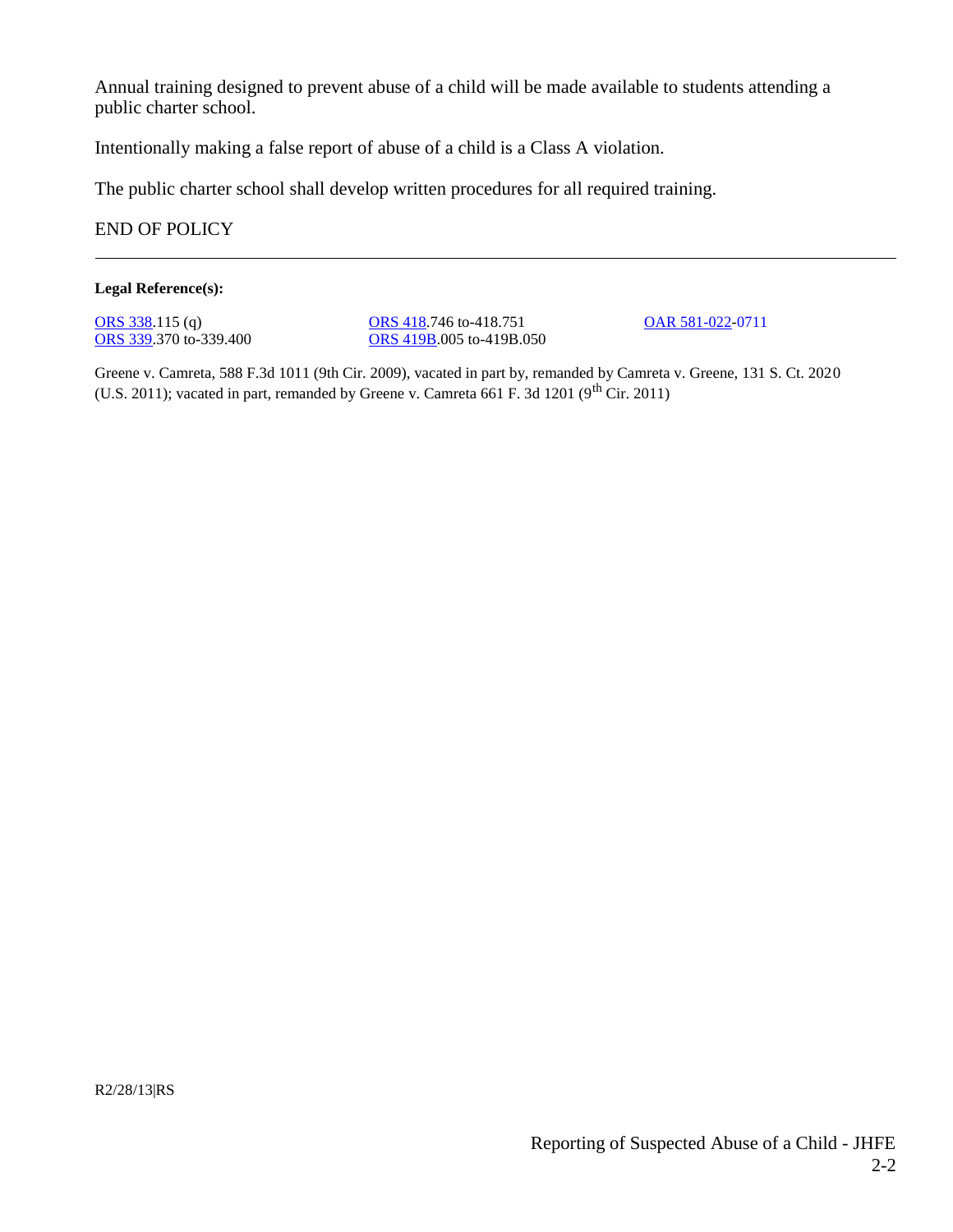Annual training designed to prevent abuse of a child will be made available to students attending a public charter school.

Intentionally making a false report of abuse of a child is a Class A violation.

The public charter school shall develop written procedures for all required training.

END OF POLICY

---

**Legal Reference(s):**

ORS 338.115 (q)
ORS 339.370 to-339.400
ORS 418.746 to-418.751
ORS 419B.005 to-419B.050
OAR 581-022-0711

Greene v. Camreta, 588 F.3d 1011 (9th Cir. 2009), vacated in part by, remanded by Camreta v. Greene, 131 S. Ct. 2020 (U.S. 2011); vacated in part, remanded by Greene v. Camreta 661 F. 3d 1201 (9th Cir. 2011)

R2/28/13|RS